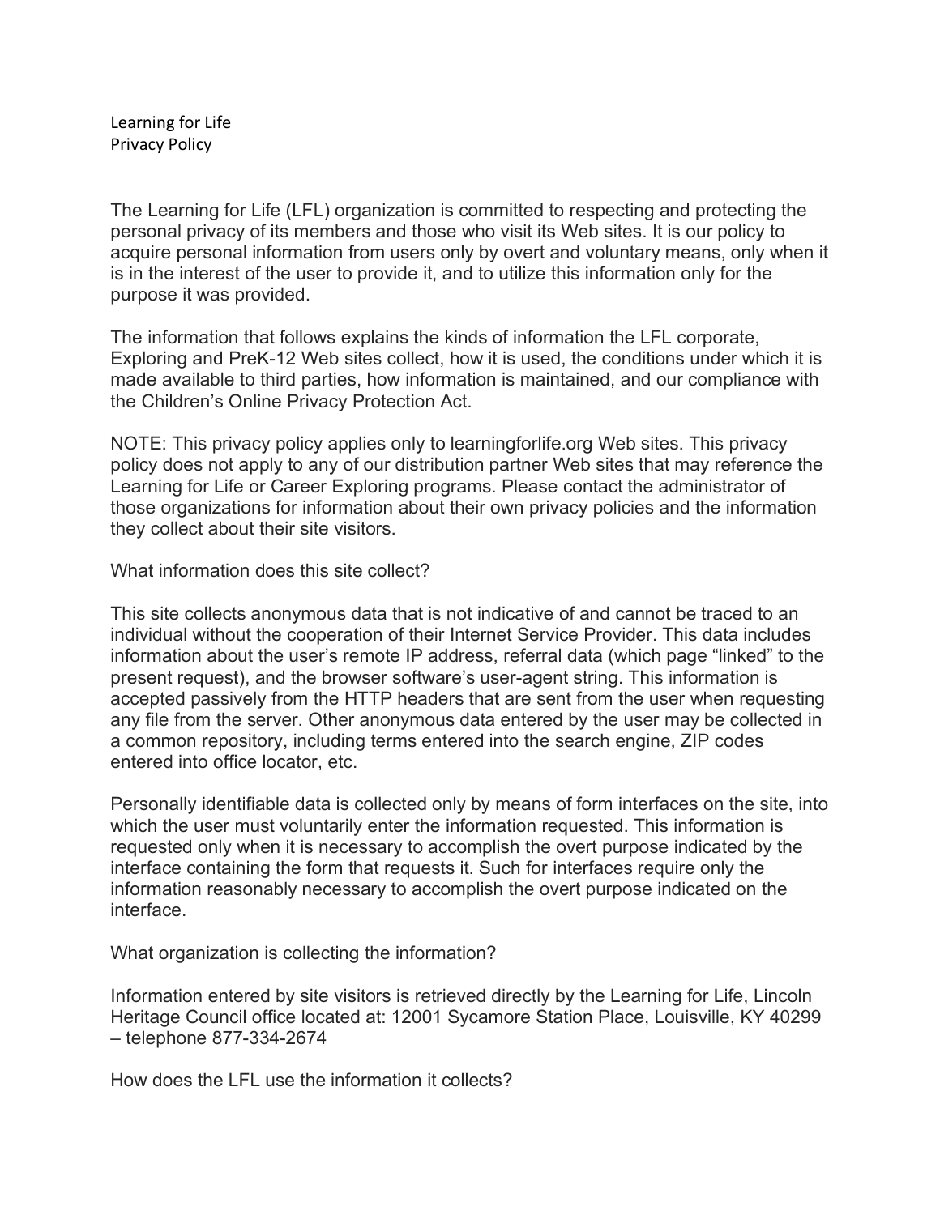Learning for Life
Privacy Policy

The Learning for Life (LFL) organization is committed to respecting and protecting the personal privacy of its members and those who visit its Web sites. It is our policy to acquire personal information from users only by overt and voluntary means, only when it is in the interest of the user to provide it, and to utilize this information only for the purpose it was provided.

The information that follows explains the kinds of information the LFL corporate, Exploring and PreK-12 Web sites collect, how it is used, the conditions under which it is made available to third parties, how information is maintained, and our compliance with the Children's Online Privacy Protection Act.

NOTE: This privacy policy applies only to learningforlife.org Web sites. This privacy policy does not apply to any of our distribution partner Web sites that may reference the Learning for Life or Career Exploring programs. Please contact the administrator of those organizations for information about their own privacy policies and the information they collect about their site visitors.

What information does this site collect?

This site collects anonymous data that is not indicative of and cannot be traced to an individual without the cooperation of their Internet Service Provider. This data includes information about the user's remote IP address, referral data (which page "linked" to the present request), and the browser software's user-agent string. This information is accepted passively from the HTTP headers that are sent from the user when requesting any file from the server. Other anonymous data entered by the user may be collected in a common repository, including terms entered into the search engine, ZIP codes entered into office locator, etc.

Personally identifiable data is collected only by means of form interfaces on the site, into which the user must voluntarily enter the information requested. This information is requested only when it is necessary to accomplish the overt purpose indicated by the interface containing the form that requests it. Such for interfaces require only the information reasonably necessary to accomplish the overt purpose indicated on the interface.

What organization is collecting the information?

Information entered by site visitors is retrieved directly by the Learning for Life, Lincoln Heritage Council office located at: 12001 Sycamore Station Place, Louisville, KY 40299 – telephone 877-334-2674

How does the LFL use the information it collects?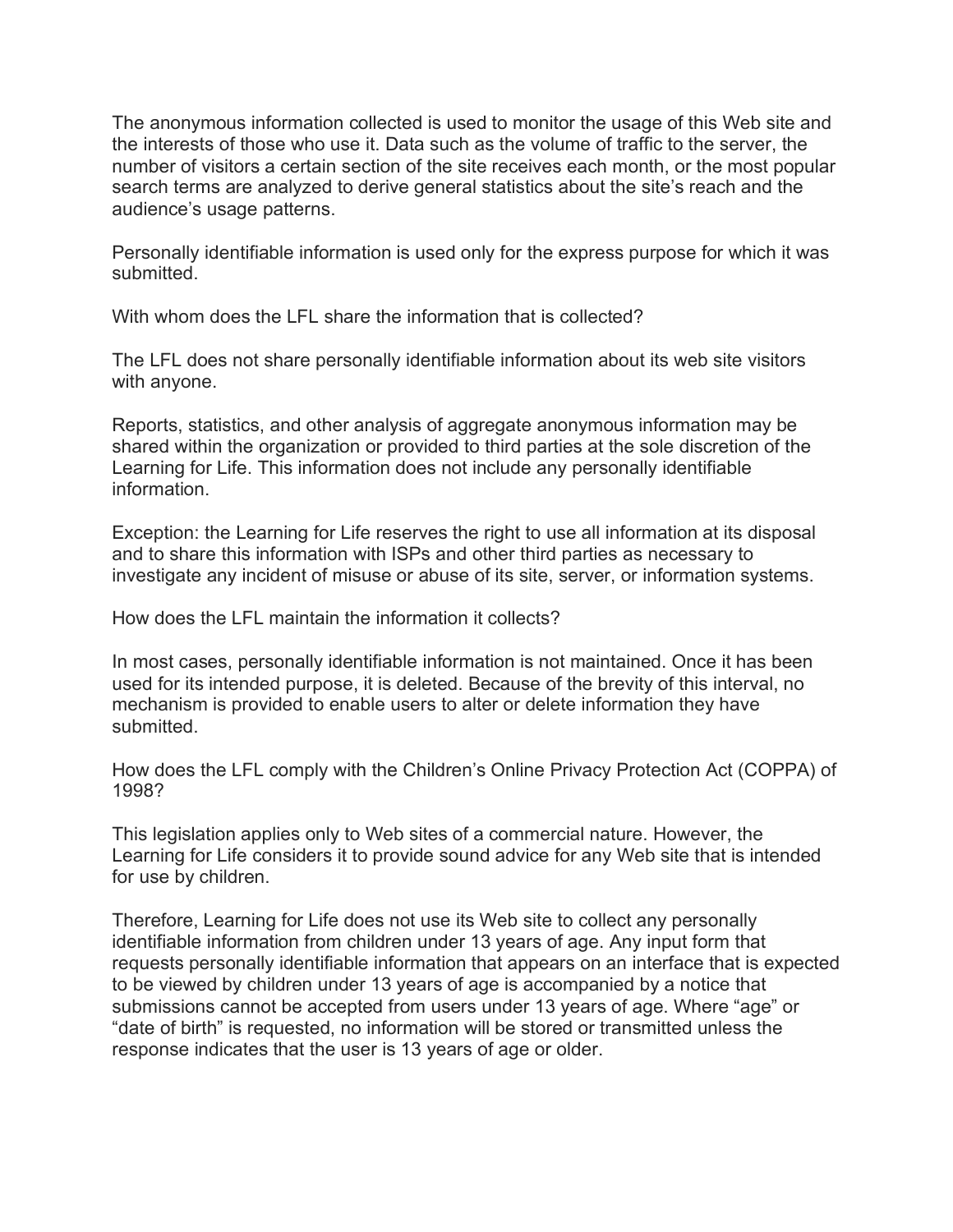The anonymous information collected is used to monitor the usage of this Web site and the interests of those who use it. Data such as the volume of traffic to the server, the number of visitors a certain section of the site receives each month, or the most popular search terms are analyzed to derive general statistics about the site's reach and the audience's usage patterns.

Personally identifiable information is used only for the express purpose for which it was submitted.

With whom does the LFL share the information that is collected?

The LFL does not share personally identifiable information about its web site visitors with anyone.

Reports, statistics, and other analysis of aggregate anonymous information may be shared within the organization or provided to third parties at the sole discretion of the Learning for Life. This information does not include any personally identifiable information.

Exception: the Learning for Life reserves the right to use all information at its disposal and to share this information with ISPs and other third parties as necessary to investigate any incident of misuse or abuse of its site, server, or information systems.

How does the LFL maintain the information it collects?

In most cases, personally identifiable information is not maintained. Once it has been used for its intended purpose, it is deleted. Because of the brevity of this interval, no mechanism is provided to enable users to alter or delete information they have submitted.

How does the LFL comply with the Children's Online Privacy Protection Act (COPPA) of 1998?

This legislation applies only to Web sites of a commercial nature. However, the Learning for Life considers it to provide sound advice for any Web site that is intended for use by children.

Therefore, Learning for Life does not use its Web site to collect any personally identifiable information from children under 13 years of age. Any input form that requests personally identifiable information that appears on an interface that is expected to be viewed by children under 13 years of age is accompanied by a notice that submissions cannot be accepted from users under 13 years of age. Where "age" or "date of birth" is requested, no information will be stored or transmitted unless the response indicates that the user is 13 years of age or older.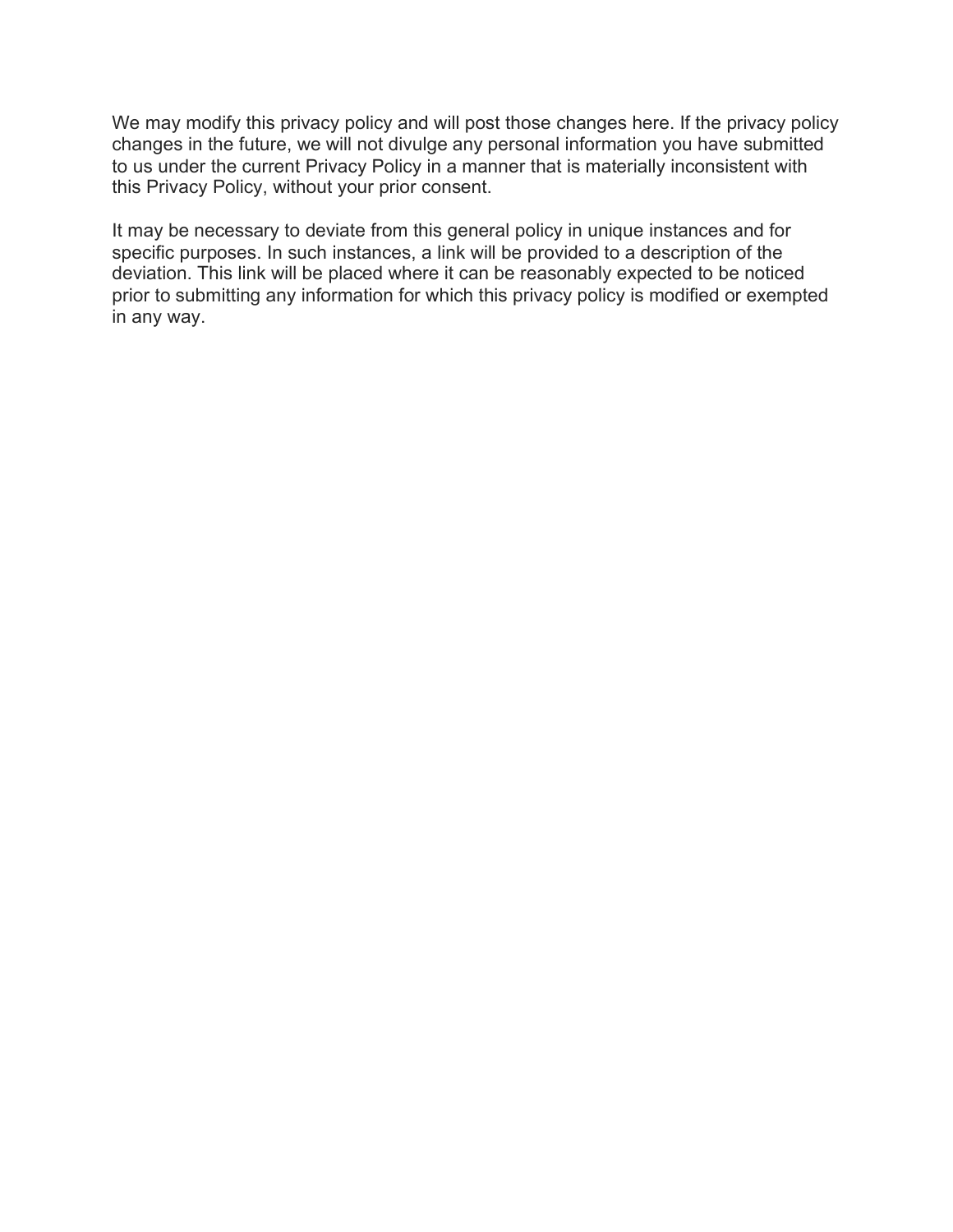We may modify this privacy policy and will post those changes here. If the privacy policy changes in the future, we will not divulge any personal information you have submitted to us under the current Privacy Policy in a manner that is materially inconsistent with this Privacy Policy, without your prior consent.

It may be necessary to deviate from this general policy in unique instances and for specific purposes. In such instances, a link will be provided to a description of the deviation. This link will be placed where it can be reasonably expected to be noticed prior to submitting any information for which this privacy policy is modified or exempted in any way.